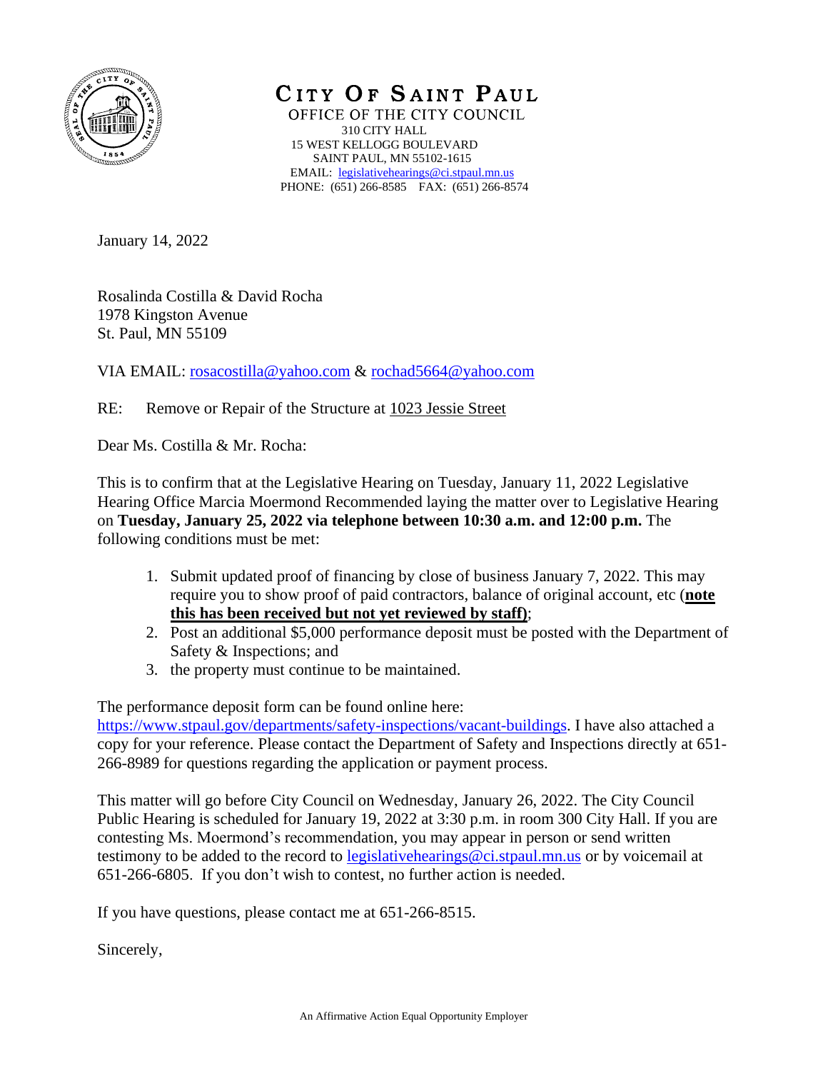# CITY OF SAINT PAUL

OFFICE OF THE CITY COUNCIL
310 CITY HALL
15 WEST KELLOGG BOULEVARD
SAINT PAUL, MN 55102-1615
EMAIL: legislativehearings@ci.stpaul.mn.us
PHONE: (651) 266-8585 FAX: (651) 266-8574

January 14, 2022

Rosalinda Costilla & David Rocha
1978 Kingston Avenue
St. Paul, MN 55109

VIA EMAIL: rosacostilla@yahoo.com & rochad5664@yahoo.com

RE: Remove or Repair of the Structure at 1023 Jessie Street

Dear Ms. Costilla & Mr. Rocha:

This is to confirm that at the Legislative Hearing on Tuesday, January 11, 2022 Legislative Hearing Office Marcia Moermond Recommended laying the matter over to Legislative Hearing on **Tuesday, January 25, 2022 via telephone between 10:30 a.m. and 12:00 p.m.** The following conditions must be met:

1. Submit updated proof of financing by close of business January 7, 2022. This may require you to show proof of paid contractors, balance of original account, etc (**note this has been received but not yet reviewed by staff)**;
2. Post an additional $5,000 performance deposit must be posted with the Department of Safety & Inspections; and
3. the property must continue to be maintained.

The performance deposit form can be found online here: https://www.stpaul.gov/departments/safety-inspections/vacant-buildings. I have also attached a copy for your reference. Please contact the Department of Safety and Inspections directly at 651-266-8989 for questions regarding the application or payment process.

This matter will go before City Council on Wednesday, January 26, 2022. The City Council Public Hearing is scheduled for January 19, 2022 at 3:30 p.m. in room 300 City Hall. If you are contesting Ms. Moermond's recommendation, you may appear in person or send written testimony to be added to the record to legislativehearings@ci.stpaul.mn.us or by voicemail at 651-266-6805. If you don't wish to contest, no further action is needed.

If you have questions, please contact me at 651-266-8515.

Sincerely,

An Affirmative Action Equal Opportunity Employer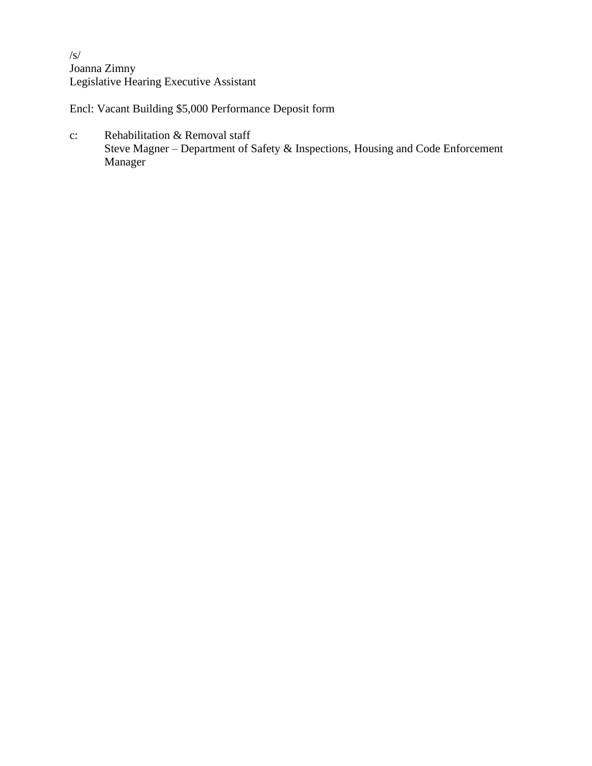/s/
Joanna Zimny
Legislative Hearing Executive Assistant

Encl: Vacant Building $5,000 Performance Deposit form

c: Rehabilitation & Removal staff
Steve Magner – Department of Safety & Inspections, Housing and Code Enforcement Manager